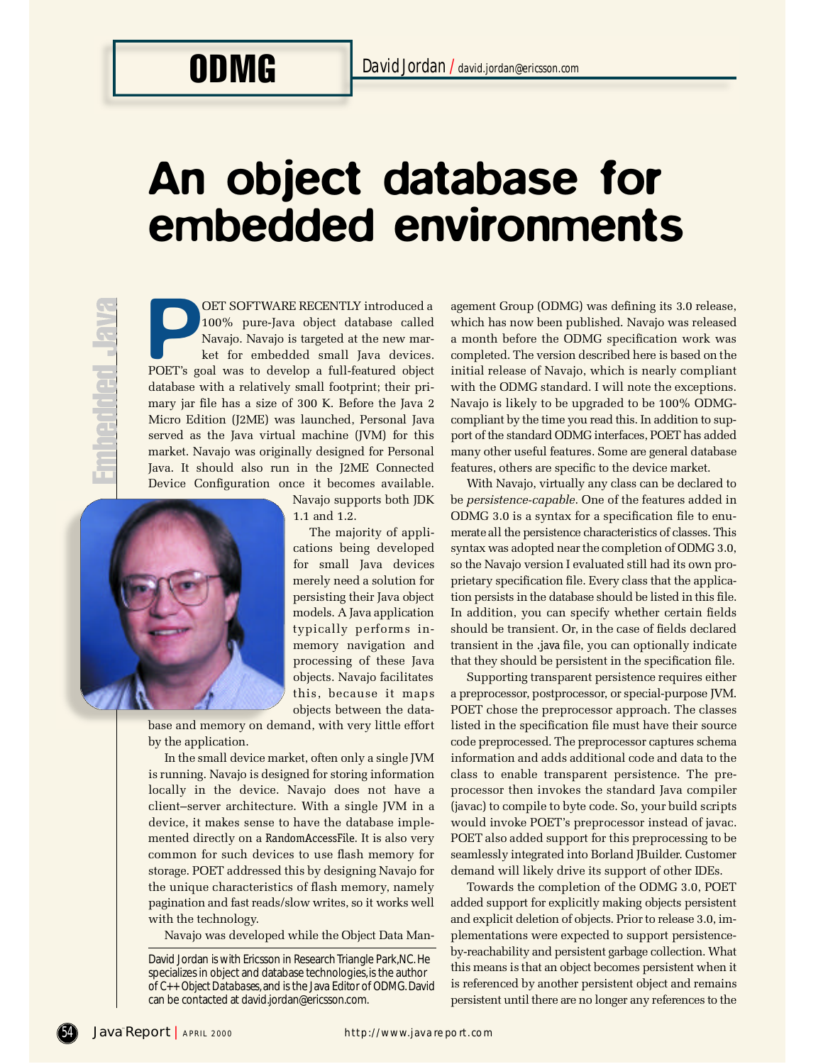ODMG

David Jordan / david.jordan@ericsson.com

# An object database for embedded environments

Embedded Java

POET SOFTWARE RECENTLY introduced a 100% pure-Java object database called Navajo. Navajo is targeted at the new market for embedded small Java devices. POET's goal was to develop a full-featured object database with a relatively small footprint; their primary jar file has a size of 300 K. Before the Java 2 Micro Edition (J2ME) was launched, Personal Java served as the Java virtual machine (JVM) for this market. Navajo was originally designed for Personal Java. It should also run in the J2ME Connected Device Configuration once it becomes available. Navajo supports both JDK 1.1 and 1.2.

The majority of applications being developed for small Java devices merely need a solution for persisting their Java object models. A Java application typically performs in-memory navigation and processing of these Java objects. Navajo facilitates this, because it maps objects between the database and memory on demand, with very little effort by the application.

In the small device market, often only a single JVM is running. Navajo is designed for storing information locally in the device. Navajo does not have a client–server architecture. With a single JVM in a device, it makes sense to have the database implemented directly on a RandomAccessFile. It is also very common for such devices to use flash memory for storage. POET addressed this by designing Navajo for the unique characteristics of flash memory, namely pagination and fast reads/slow writes, so it works well with the technology.

Navajo was developed while the Object Data Management Group (ODMG) was defining its 3.0 release, which has now been published. Navajo was released a month before the ODMG specification work was completed. The version described here is based on the initial release of Navajo, which is nearly compliant with the ODMG standard. I will note the exceptions. Navajo is likely to be upgraded to be 100% ODMG-compliant by the time you read this. In addition to support of the standard ODMG interfaces, POET has added many other useful features. Some are general database features, others are specific to the device market.

With Navajo, virtually any class can be declared to be *persistence-capable*. One of the features added in ODMG 3.0 is a syntax for a specification file to enumerate all the persistence characteristics of classes. This syntax was adopted near the completion of ODMG 3.0, so the Navajo version I evaluated still had its own proprietary specification file. Every class that the application persists in the database should be listed in this file. In addition, you can specify whether certain fields should be transient. Or, in the case of fields declared transient in the .java file, you can optionally indicate that they should be persistent in the specification file.

Supporting transparent persistence requires either a preprocessor, postprocessor, or special-purpose JVM. POET chose the preprocessor approach. The classes listed in the specification file must have their source code preprocessed. The preprocessor captures schema information and adds additional code and data to the class to enable transparent persistence. The preprocessor then invokes the standard Java compiler (javac) to compile to byte code. So, your build scripts would invoke POET's preprocessor instead of javac. POET also added support for this preprocessing to be seamlessly integrated into Borland JBuilder. Customer demand will likely drive its support of other IDEs.

Towards the completion of the ODMG 3.0, POET added support for explicitly making objects persistent and explicit deletion of objects. Prior to release 3.0, implementations were expected to support persistence-by-reachability and persistent garbage collection. What this means is that an object becomes persistent when it is referenced by another persistent object and remains persistent until there are no longer any references to the

---

David Jordan is with Ericsson in Research Triangle Park, NC. He specializes in object and database technologies, is the author of *C++ Object Databases*, and is the Java Editor of ODMG. David can be contacted at david.jordan@ericsson.com.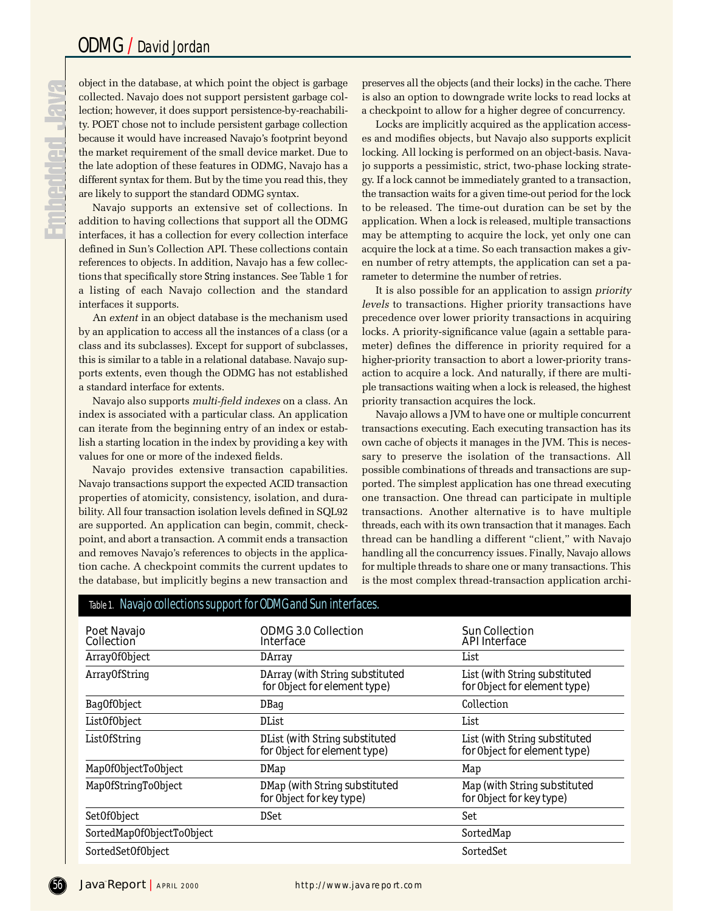object in the database, at which point the object is garbage collected. Navajo does not support persistent garbage collection; however, it does support persistence-by-reachability. POET chose not to include persistent garbage collection because it would have increased Navajo's footprint beyond the market requirement of the small device market. Due to the late adoption of these features in ODMG, Navajo has a different syntax for them. But by the time you read this, they are likely to support the standard ODMG syntax.

Navajo supports an extensive set of collections. In addition to having collections that support all the ODMG interfaces, it has a collection for every collection interface defined in Sun's Collection API. These collections contain references to objects. In addition, Navajo has a few collections that specifically store String instances. See Table 1 for a listing of each Navajo collection and the standard interfaces it supports.

An *extent* in an object database is the mechanism used by an application to access all the instances of a class (or a class and its subclasses). Except for support of subclasses, this is similar to a table in a relational database. Navajo supports extents, even though the ODMG has not established a standard interface for extents.

Navajo also supports *multi-field indexes* on a class. An index is associated with a particular class. An application can iterate from the beginning entry of an index or establish a starting location in the index by providing a key with values for one or more of the indexed fields.

Navajo provides extensive transaction capabilities. Navajo transactions support the expected ACID transaction properties of atomicity, consistency, isolation, and durability. All four transaction isolation levels defined in SQL92 are supported. An application can begin, commit, checkpoint, and abort a transaction. A commit ends a transaction and removes Navajo's references to objects in the application cache. A checkpoint commits the current updates to the database, but implicitly begins a new transaction and preserves all the objects (and their locks) in the cache. There is also an option to downgrade write locks to read locks at a checkpoint to allow for a higher degree of concurrency.

Locks are implicitly acquired as the application accesses and modifies objects, but Navajo also supports explicit locking. All locking is performed on an object-basis. Navajo supports a pessimistic, strict, two-phase locking strategy. If a lock cannot be immediately granted to a transaction, the transaction waits for a given time-out period for the lock to be released. The time-out duration can be set by the application. When a lock is released, multiple transactions may be attempting to acquire the lock, yet only one can acquire the lock at a time. So each transaction makes a given number of retry attempts, the application can set a parameter to determine the number of retries.

It is also possible for an application to assign *priority levels* to transactions. Higher priority transactions have precedence over lower priority transactions in acquiring locks. A priority-significance value (again a settable parameter) defines the difference in priority required for a higher-priority transaction to abort a lower-priority transaction to acquire a lock. And naturally, if there are multiple transactions waiting when a lock is released, the highest priority transaction acquires the lock.

Navajo allows a JVM to have one or multiple concurrent transactions executing. Each executing transaction has its own cache of objects it manages in the JVM. This is necessary to preserve the isolation of the transactions. All possible combinations of threads and transactions are supported. The simplest application has one thread executing one transaction. One thread can participate in multiple transactions. Another alternative is to have multiple threads, each with its own transaction that it manages. Each thread can be handling a different "client," with Navajo handling all the concurrency issues. Finally, Navajo allows for multiple threads to share one or many transactions. This is the most complex thread-transaction application archi-

Table 1. Navajo collections support for ODMG and Sun interfaces.

| Poet Navajo Collection | ODMG 3.0 Collection Interface | Sun Collection API Interface |
|---|---|---|
| ArrayOfObject | DArray | List |
| ArrayOfString | DArray (with String substituted for Object for element type) | List (with String substituted for Object for element type) |
| BagOfObject | DBag | Collection |
| ListOfObject | DList | List |
| ListOfString | DList (with String substituted for Object for element type) | List (with String substituted for Object for element type) |
| MapOfObjectToObject | DMap | Map |
| MapOfStringToObject | DMap (with String substituted for Object for key type) | Map (with String substituted for Object for key type) |
| SetOfObject | DSet | Set |
| SortedMapOfObjectToObject | | SortedMap |
| SortedSetOfObject | | SortedSet |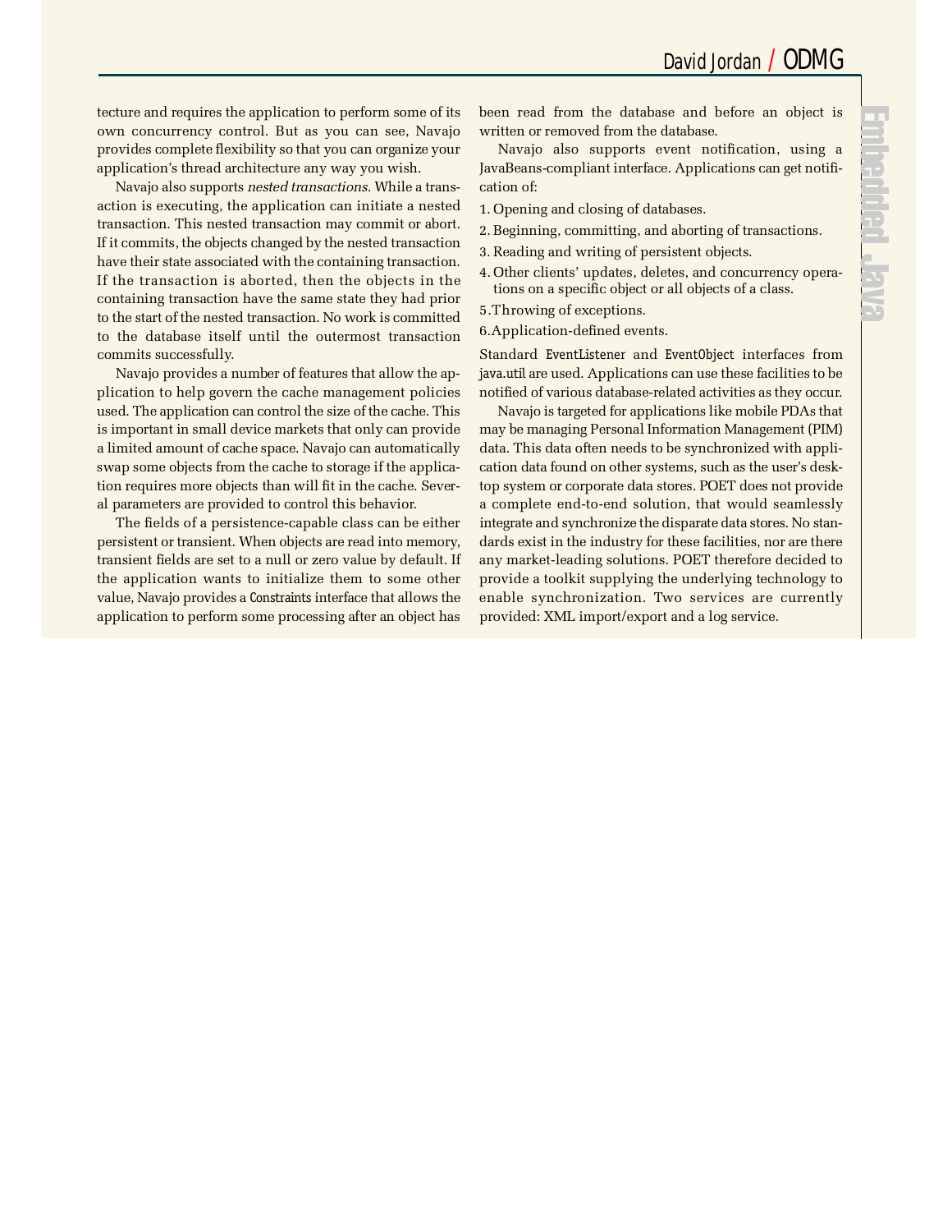tecture and requires the application to perform some of its own concurrency control. But as you can see, Navajo provides complete flexibility so that you can organize your application's thread architecture any way you wish.

Navajo also supports *nested transactions*. While a transaction is executing, the application can initiate a nested transaction. This nested transaction may commit or abort. If it commits, the objects changed by the nested transaction have their state associated with the containing transaction. If the transaction is aborted, then the objects in the containing transaction have the same state they had prior to the start of the nested transaction. No work is committed to the database itself until the outermost transaction commits successfully.

Navajo provides a number of features that allow the application to help govern the cache management policies used. The application can control the size of the cache. This is important in small device markets that only can provide a limited amount of cache space. Navajo can automatically swap some objects from the cache to storage if the application requires more objects than will fit in the cache. Several parameters are provided to control this behavior.

The fields of a persistence-capable class can be either persistent or transient. When objects are read into memory, transient fields are set to a null or zero value by default. If the application wants to initialize them to some other value, Navajo provides a `Constraints` interface that allows the application to perform some processing after an object has been read from the database and before an object is written or removed from the database.

Navajo also supports event notification, using a JavaBeans-compliant interface. Applications can get notification of:

1. Opening and closing of databases.
2. Beginning, committing, and aborting of transactions.
3. Reading and writing of persistent objects.
4. Other clients' updates, deletes, and concurrency operations on a specific object or all objects of a class.
5. Throwing of exceptions.
6. Application-defined events.

Standard `EventListener` and `EventObject` interfaces from `java.util` are used. Applications can use these facilities to be notified of various database-related activities as they occur.

Navajo is targeted for applications like mobile PDAs that may be managing Personal Information Management (PIM) data. This data often needs to be synchronized with application data found on other systems, such as the user's desktop system or corporate data stores. POET does not provide a complete end-to-end solution, that would seamlessly integrate and synchronize the disparate data stores. No standards exist in the industry for these facilities, nor are there any market-leading solutions. POET therefore decided to provide a toolkit supplying the underlying technology to enable synchronization. Two services are currently provided: XML import/export and a log service.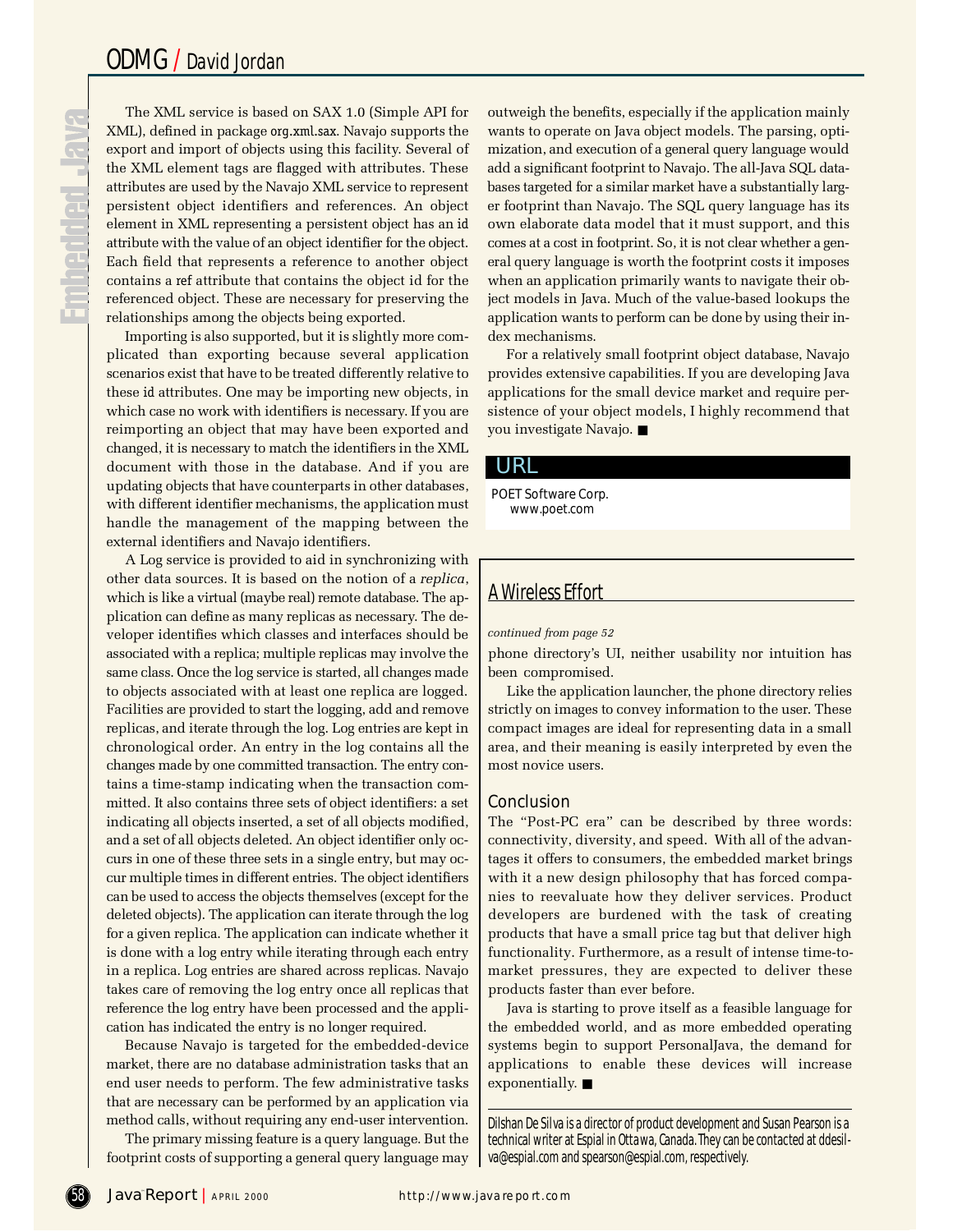The XML service is based on SAX 1.0 (Simple API for XML), defined in package org.xml.sax. Navajo supports the export and import of objects using this facility. Several of the XML element tags are flagged with attributes. These attributes are used by the Navajo XML service to represent persistent object identifiers and references. An object element in XML representing a persistent object has an id attribute with the value of an object identifier for the object. Each field that represents a reference to another object contains a ref attribute that contains the object id for the referenced object. These are necessary for preserving the relationships among the objects being exported.

Importing is also supported, but it is slightly more complicated than exporting because several application scenarios exist that have to be treated differently relative to these id attributes. One may be importing new objects, in which case no work with identifiers is necessary. If you are reimporting an object that may have been exported and changed, it is necessary to match the identifiers in the XML document with those in the database. And if you are updating objects that have counterparts in other databases, with different identifier mechanisms, the application must handle the management of the mapping between the external identifiers and Navajo identifiers.

A Log service is provided to aid in synchronizing with other data sources. It is based on the notion of a *replica*, which is like a virtual (maybe real) remote database. The application can define as many replicas as necessary. The developer identifies which classes and interfaces should be associated with a replica; multiple replicas may involve the same class. Once the log service is started, all changes made to objects associated with at least one replica are logged. Facilities are provided to start the logging, add and remove replicas, and iterate through the log. Log entries are kept in chronological order. An entry in the log contains all the changes made by one committed transaction. The entry contains a time-stamp indicating when the transaction committed. It also contains three sets of object identifiers: a set indicating all objects inserted, a set of all objects modified, and a set of all objects deleted. An object identifier only occurs in one of these three sets in a single entry, but may occur multiple times in different entries. The object identifiers can be used to access the objects themselves (except for the deleted objects). The application can iterate through the log for a given replica. The application can indicate whether it is done with a log entry while iterating through each entry in a replica. Log entries are shared across replicas. Navajo takes care of removing the log entry once all replicas that reference the log entry have been processed and the application has indicated the entry is no longer required.

Because Navajo is targeted for the embedded-device market, there are no database administration tasks that an end user needs to perform. The few administrative tasks that are necessary can be performed by an application via method calls, without requiring any end-user intervention.

The primary missing feature is a query language. But the footprint costs of supporting a general query language may outweigh the benefits, especially if the application mainly wants to operate on Java object models. The parsing, optimization, and execution of a general query language would add a significant footprint to Navajo. The all-Java SQL databases targeted for a similar market have a substantially larger footprint than Navajo. The SQL query language has its own elaborate data model that it must support, and this comes at a cost in footprint. So, it is not clear whether a general query language is worth the footprint costs it imposes when an application primarily wants to navigate their object models in Java. Much of the value-based lookups the application wants to perform can be done by using their index mechanisms.

For a relatively small footprint object database, Navajo provides extensive capabilities. If you are developing Java applications for the small device market and require persistence of your object models, I highly recommend that you investigate Navajo. ■

## URL

POET Software Corp.
www.poet.com

## A Wireless Effort

*continued from page 52*

phone directory's UI, neither usability nor intuition has been compromised.

Like the application launcher, the phone directory relies strictly on images to convey information to the user. These compact images are ideal for representing data in a small area, and their meaning is easily interpreted by even the most novice users.

### Conclusion

The "Post-PC era" can be described by three words: connectivity, diversity, and speed. With all of the advantages it offers to consumers, the embedded market brings with it a new design philosophy that has forced companies to reevaluate how they deliver services. Product developers are burdened with the task of creating products that have a small price tag but that deliver high functionality. Furthermore, as a result of intense time-to-market pressures, they are expected to deliver these products faster than ever before.

Java is starting to prove itself as a feasible language for the embedded world, and as more embedded operating systems begin to support PersonalJava, the demand for applications to enable these devices will increase exponentially. ■

Dilshan De Silva is a director of product development and Susan Pearson is a technical writer at Espial in Ottawa, Canada. They can be contacted at ddesilva@espial.com and spearson@espial.com, respectively.